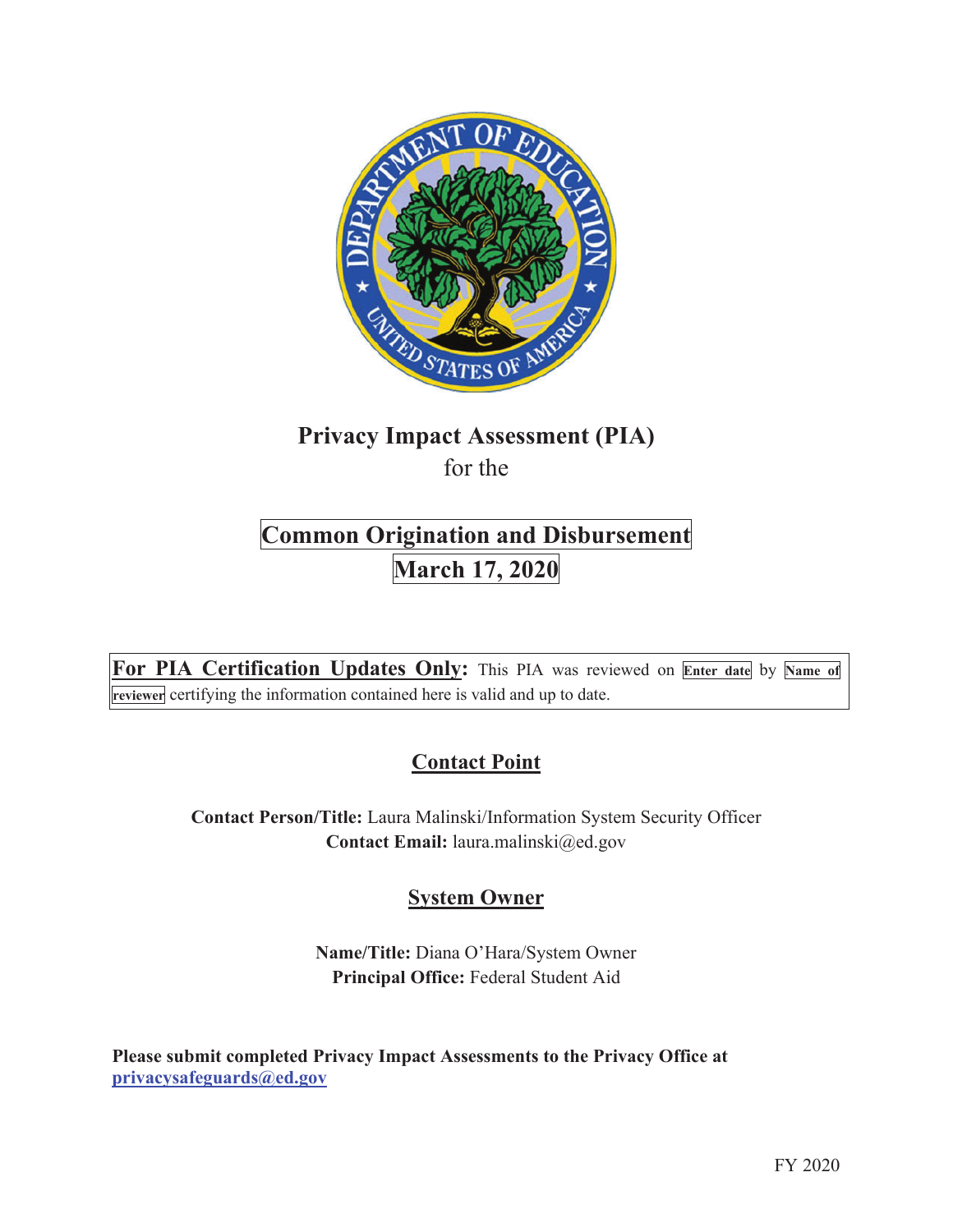# Privacy Impact Assessment (PIA)

for the

## Common Origination and Disbursement

## March 17, 2020

**For PIA Certification Updates Only:** This PIA was reviewed on **Enter date** by **Name of reviewer** certifying the information contained here is valid and up to date.

## Contact Point

**Contact Person/Title:** Laura Malinski/Information System Security Officer
**Contact Email:** laura.malinski@ed.gov

## System Owner

**Name/Title:** Diana O'Hara/System Owner
**Principal Office:** Federal Student Aid

**Please submit completed Privacy Impact Assessments to the Privacy Office at privacysafeguards@ed.gov**

FY 2020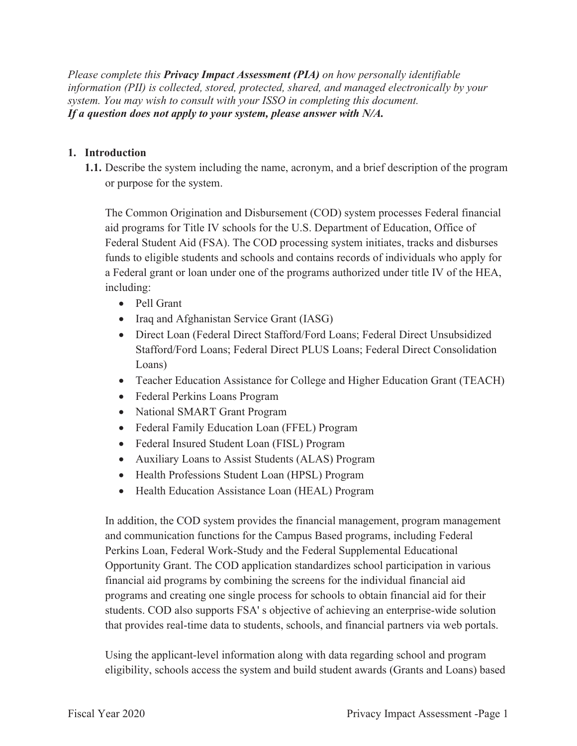*Please complete this **Privacy Impact Assessment (PIA)** on how personally identifiable information (PII) is collected, stored, protected, shared, and managed electronically by your system. You may wish to consult with your ISSO in completing this document.*
***If a question does not apply to your system, please answer with N/A.***

**1. Introduction**

**1.1.** Describe the system including the name, acronym, and a brief description of the program or purpose for the system.

The Common Origination and Disbursement (COD) system processes Federal financial aid programs for Title IV schools for the U.S. Department of Education, Office of Federal Student Aid (FSA). The COD processing system initiates, tracks and disburses funds to eligible students and schools and contains records of individuals who apply for a Federal grant or loan under one of the programs authorized under title IV of the HEA, including:

- Pell Grant
- Iraq and Afghanistan Service Grant (IASG)
- Direct Loan (Federal Direct Stafford/Ford Loans; Federal Direct Unsubsidized Stafford/Ford Loans; Federal Direct PLUS Loans; Federal Direct Consolidation Loans)
- Teacher Education Assistance for College and Higher Education Grant (TEACH)
- Federal Perkins Loans Program
- National SMART Grant Program
- Federal Family Education Loan (FFEL) Program
- Federal Insured Student Loan (FISL) Program
- Auxiliary Loans to Assist Students (ALAS) Program
- Health Professions Student Loan (HPSL) Program
- Health Education Assistance Loan (HEAL) Program

In addition, the COD system provides the financial management, program management and communication functions for the Campus Based programs, including Federal Perkins Loan, Federal Work-Study and the Federal Supplemental Educational Opportunity Grant. The COD application standardizes school participation in various financial aid programs by combining the screens for the individual financial aid programs and creating one single process for schools to obtain financial aid for their students. COD also supports FSA' s objective of achieving an enterprise-wide solution that provides real-time data to students, schools, and financial partners via web portals.

Using the applicant-level information along with data regarding school and program eligibility, schools access the system and build student awards (Grants and Loans) based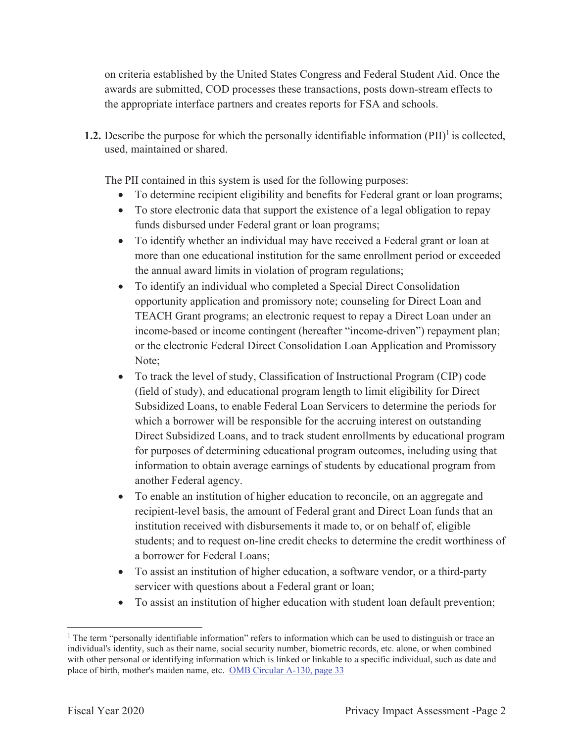on criteria established by the United States Congress and Federal Student Aid. Once the awards are submitted, COD processes these transactions, posts down-stream effects to the appropriate interface partners and creates reports for FSA and schools.

**1.2.** Describe the purpose for which the personally identifiable information (PII)[1] is collected, used, maintained or shared.

The PII contained in this system is used for the following purposes:

- To determine recipient eligibility and benefits for Federal grant or loan programs;
- To store electronic data that support the existence of a legal obligation to repay funds disbursed under Federal grant or loan programs;
- To identify whether an individual may have received a Federal grant or loan at more than one educational institution for the same enrollment period or exceeded the annual award limits in violation of program regulations;
- To identify an individual who completed a Special Direct Consolidation opportunity application and promissory note; counseling for Direct Loan and TEACH Grant programs; an electronic request to repay a Direct Loan under an income-based or income contingent (hereafter "income-driven") repayment plan; or the electronic Federal Direct Consolidation Loan Application and Promissory Note;
- To track the level of study, Classification of Instructional Program (CIP) code (field of study), and educational program length to limit eligibility for Direct Subsidized Loans, to enable Federal Loan Servicers to determine the periods for which a borrower will be responsible for the accruing interest on outstanding Direct Subsidized Loans, and to track student enrollments by educational program for purposes of determining educational program outcomes, including using that information to obtain average earnings of students by educational program from another Federal agency.
- To enable an institution of higher education to reconcile, on an aggregate and recipient-level basis, the amount of Federal grant and Direct Loan funds that an institution received with disbursements it made to, or on behalf of, eligible students; and to request on-line credit checks to determine the credit worthiness of a borrower for Federal Loans;
- To assist an institution of higher education, a software vendor, or a third-party servicer with questions about a Federal grant or loan;
- To assist an institution of higher education with student loan default prevention;

[1] The term "personally identifiable information" refers to information which can be used to distinguish or trace an individual's identity, such as their name, social security number, biometric records, etc. alone, or when combined with other personal or identifying information which is linked or linkable to a specific individual, such as date and place of birth, mother's maiden name, etc. [OMB Circular A-130, page 33]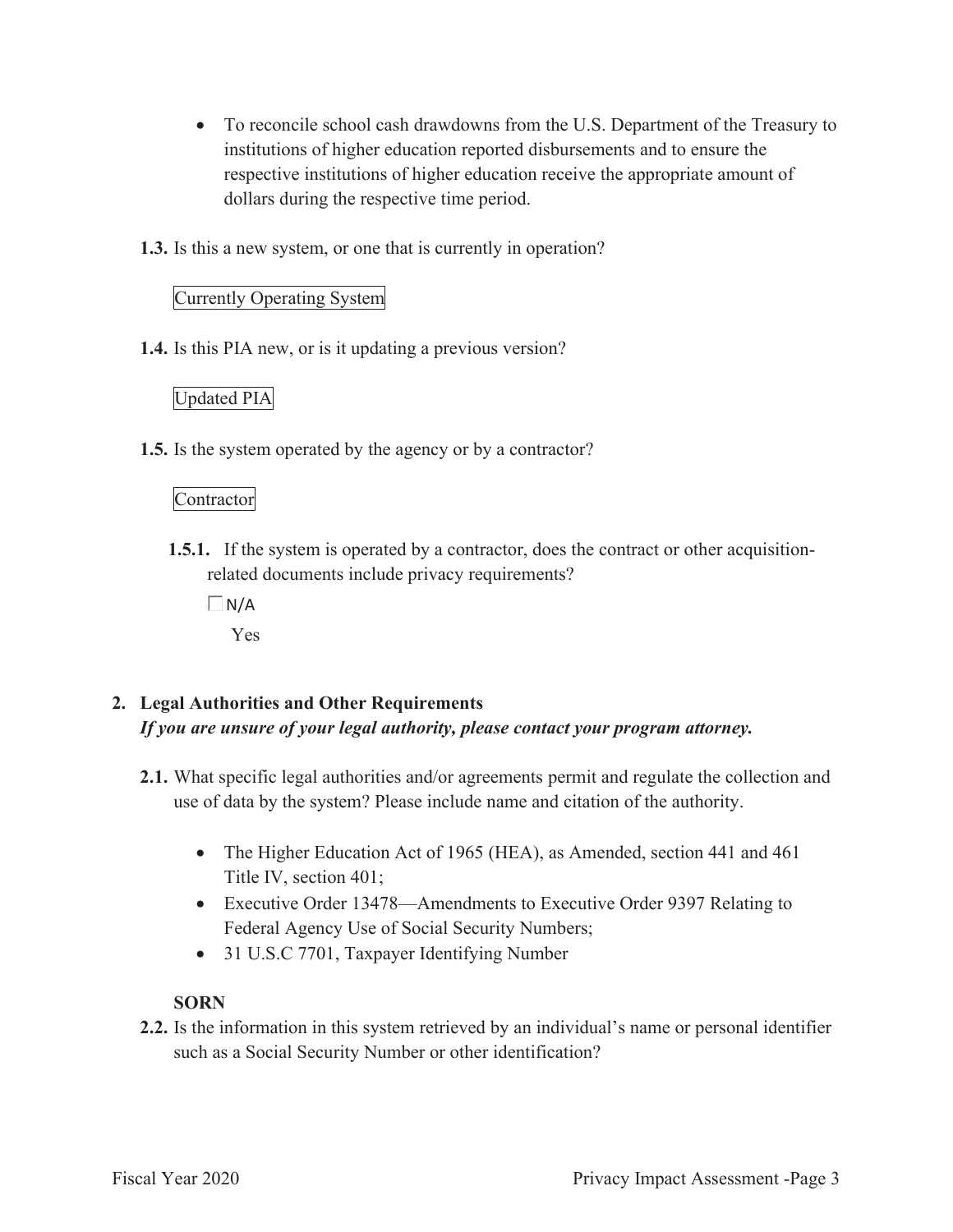- To reconcile school cash drawdowns from the U.S. Department of the Treasury to institutions of higher education reported disbursements and to ensure the respective institutions of higher education receive the appropriate amount of dollars during the respective time period.

**1.3.** Is this a new system, or one that is currently in operation?

Currently Operating System

**1.4.** Is this PIA new, or is it updating a previous version?

Updated PIA

**1.5.** Is the system operated by the agency or by a contractor?

Contractor

**1.5.1.** If the system is operated by a contractor, does the contract or other acquisition-related documents include privacy requirements?

☐ N/A

Yes

## 2. Legal Authorities and Other Requirements

***If you are unsure of your legal authority, please contact your program attorney.***

**2.1.** What specific legal authorities and/or agreements permit and regulate the collection and use of data by the system? Please include name and citation of the authority.

- The Higher Education Act of 1965 (HEA), as Amended, section 441 and 461 Title IV, section 401;
- Executive Order 13478—Amendments to Executive Order 9397 Relating to Federal Agency Use of Social Security Numbers;
- 31 U.S.C 7701, Taxpayer Identifying Number

**SORN**

**2.2.** Is the information in this system retrieved by an individual's name or personal identifier such as a Social Security Number or other identification?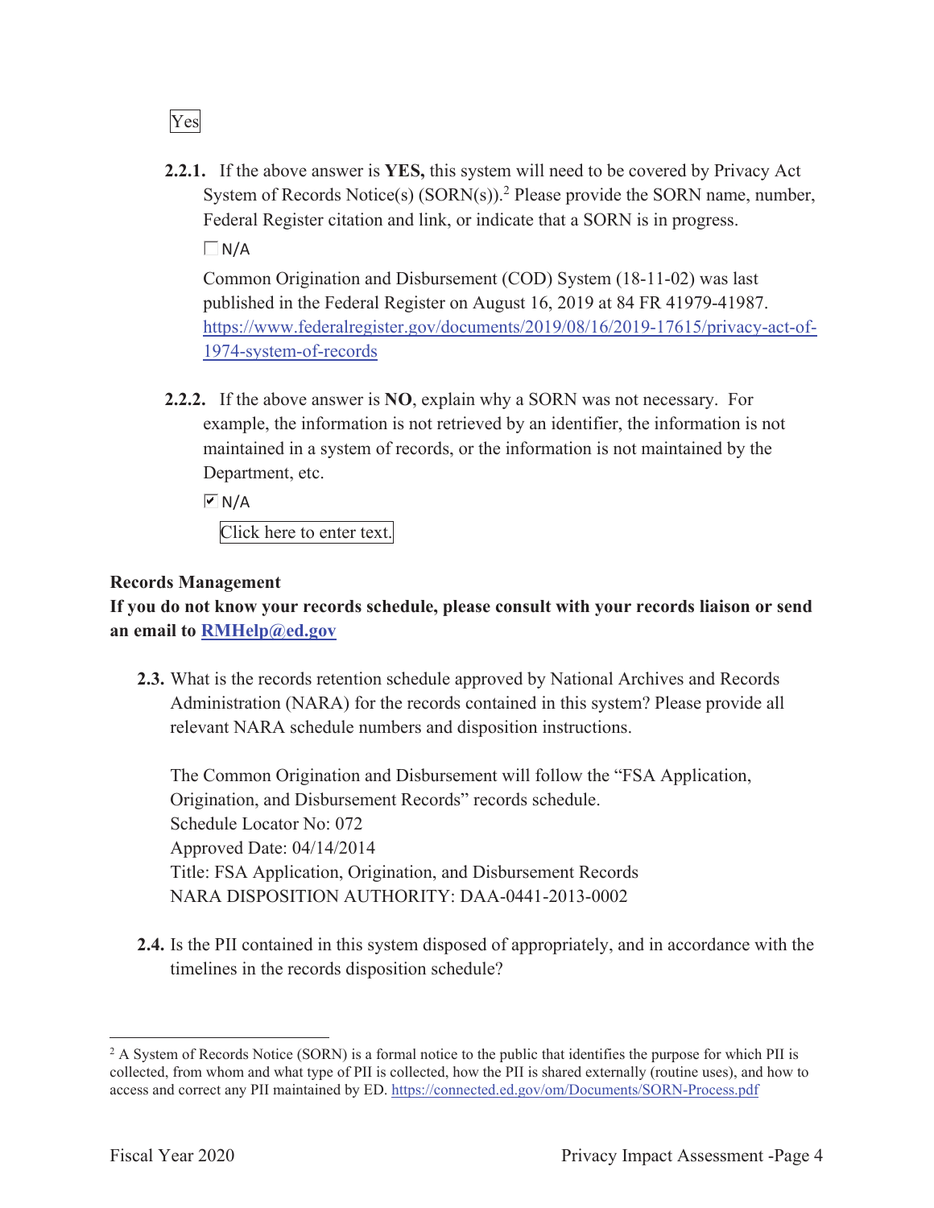Yes

**2.2.1.** If the above answer is **YES,** this system will need to be covered by Privacy Act System of Records Notice(s) (SORN(s)).[2] Please provide the SORN name, number, Federal Register citation and link, or indicate that a SORN is in progress.

☐ N/A

Common Origination and Disbursement (COD) System (18-11-02) was last published in the Federal Register on August 16, 2019 at 84 FR 41979-41987. https://www.federalregister.gov/documents/2019/08/16/2019-17615/privacy-act-of-1974-system-of-records

**2.2.2.** If the above answer is **NO**, explain why a SORN was not necessary. For example, the information is not retrieved by an identifier, the information is not maintained in a system of records, or the information is not maintained by the Department, etc.

☑ N/A

Click here to enter text.

**Records Management**

**If you do not know your records schedule, please consult with your records liaison or send an email to RMHelp@ed.gov**

**2.3.** What is the records retention schedule approved by National Archives and Records Administration (NARA) for the records contained in this system? Please provide all relevant NARA schedule numbers and disposition instructions.

The Common Origination and Disbursement will follow the "FSA Application, Origination, and Disbursement Records" records schedule.
Schedule Locator No: 072
Approved Date: 04/14/2014
Title: FSA Application, Origination, and Disbursement Records
NARA DISPOSITION AUTHORITY: DAA-0441-2013-0002

**2.4.** Is the PII contained in this system disposed of appropriately, and in accordance with the timelines in the records disposition schedule?

---

[2] A System of Records Notice (SORN) is a formal notice to the public that identifies the purpose for which PII is collected, from whom and what type of PII is collected, how the PII is shared externally (routine uses), and how to access and correct any PII maintained by ED. https://connected.ed.gov/om/Documents/SORN-Process.pdf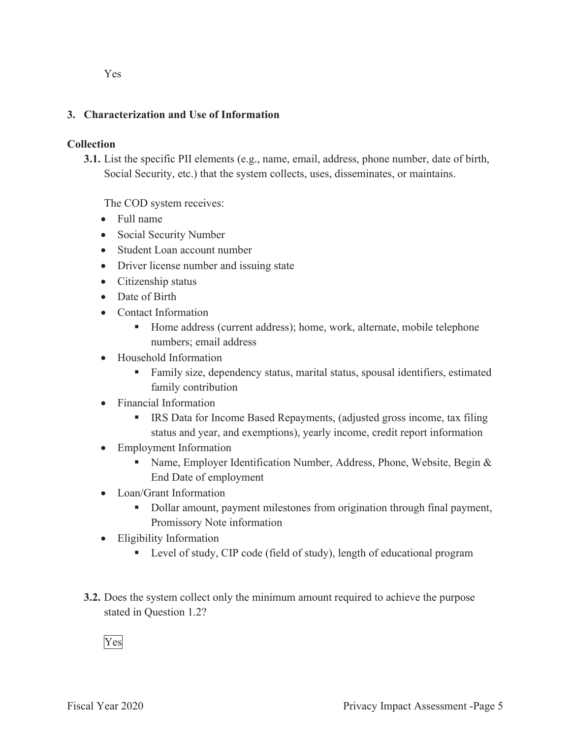Yes

## 3. Characterization and Use of Information

### Collection

**3.1.** List the specific PII elements (e.g., name, email, address, phone number, date of birth, Social Security, etc.) that the system collects, uses, disseminates, or maintains.

The COD system receives:

- Full name
- Social Security Number
- Student Loan account number
- Driver license number and issuing state
- Citizenship status
- Date of Birth
- Contact Information
  - Home address (current address); home, work, alternate, mobile telephone numbers; email address
- Household Information
  - Family size, dependency status, marital status, spousal identifiers, estimated family contribution
- Financial Information
  - IRS Data for Income Based Repayments, (adjusted gross income, tax filing status and year, and exemptions), yearly income, credit report information
- Employment Information
  - Name, Employer Identification Number, Address, Phone, Website, Begin & End Date of employment
- Loan/Grant Information
  - Dollar amount, payment milestones from origination through final payment, Promissory Note information
- Eligibility Information
  - Level of study, CIP code (field of study), length of educational program

**3.2.** Does the system collect only the minimum amount required to achieve the purpose stated in Question 1.2?

Yes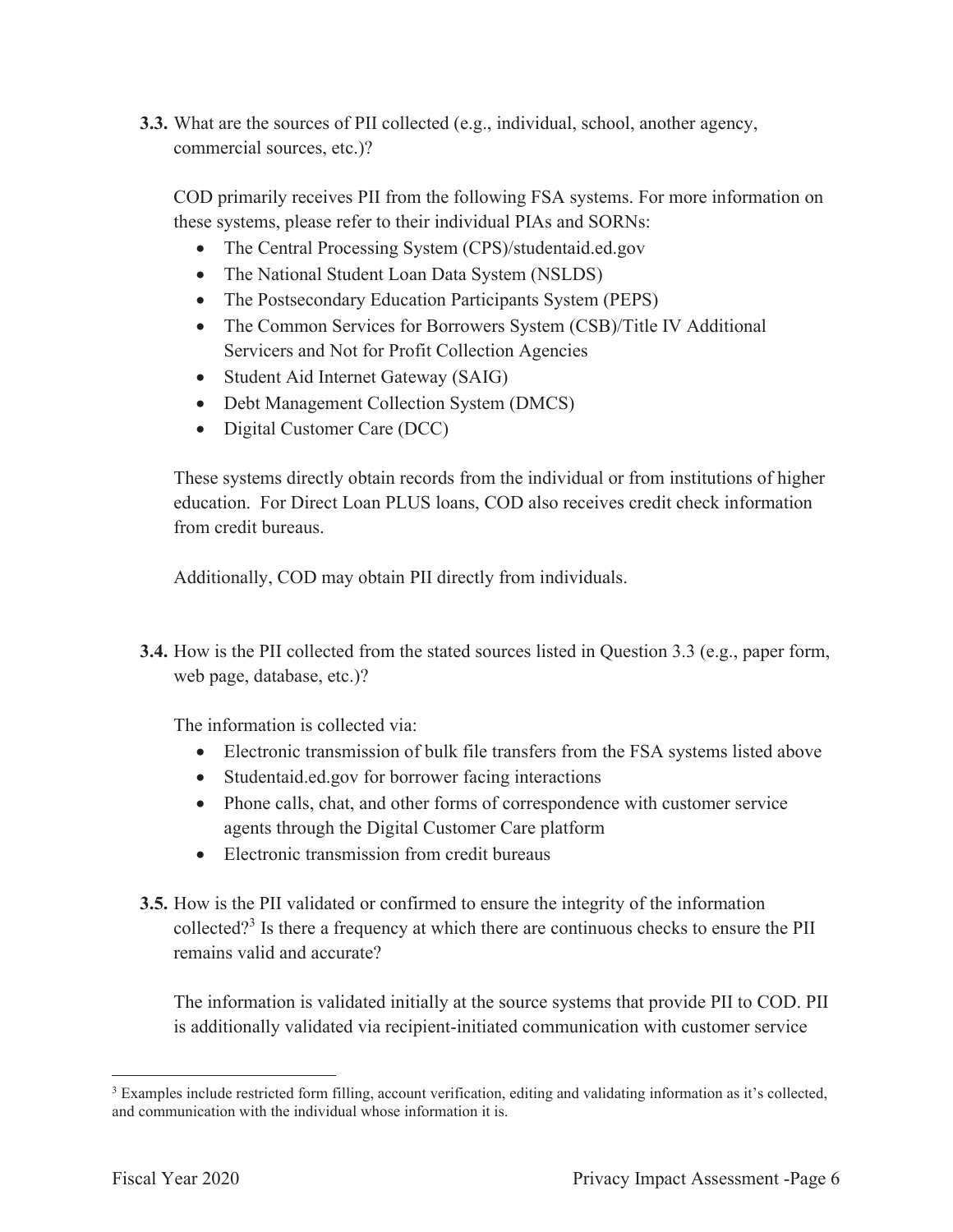**3.3.** What are the sources of PII collected (e.g., individual, school, another agency, commercial sources, etc.)?

COD primarily receives PII from the following FSA systems. For more information on these systems, please refer to their individual PIAs and SORNs:

- The Central Processing System (CPS)/studentaid.ed.gov
- The National Student Loan Data System (NSLDS)
- The Postsecondary Education Participants System (PEPS)
- The Common Services for Borrowers System (CSB)/Title IV Additional Servicers and Not for Profit Collection Agencies
- Student Aid Internet Gateway (SAIG)
- Debt Management Collection System (DMCS)
- Digital Customer Care (DCC)

These systems directly obtain records from the individual or from institutions of higher education. For Direct Loan PLUS loans, COD also receives credit check information from credit bureaus.

Additionally, COD may obtain PII directly from individuals.

**3.4.** How is the PII collected from the stated sources listed in Question 3.3 (e.g., paper form, web page, database, etc.)?

The information is collected via:

- Electronic transmission of bulk file transfers from the FSA systems listed above
- Studentaid.ed.gov for borrower facing interactions
- Phone calls, chat, and other forms of correspondence with customer service agents through the Digital Customer Care platform
- Electronic transmission from credit bureaus

**3.5.** How is the PII validated or confirmed to ensure the integrity of the information collected?[3] Is there a frequency at which there are continuous checks to ensure the PII remains valid and accurate?

The information is validated initially at the source systems that provide PII to COD. PII is additionally validated via recipient-initiated communication with customer service

[3] Examples include restricted form filling, account verification, editing and validating information as it's collected, and communication with the individual whose information it is.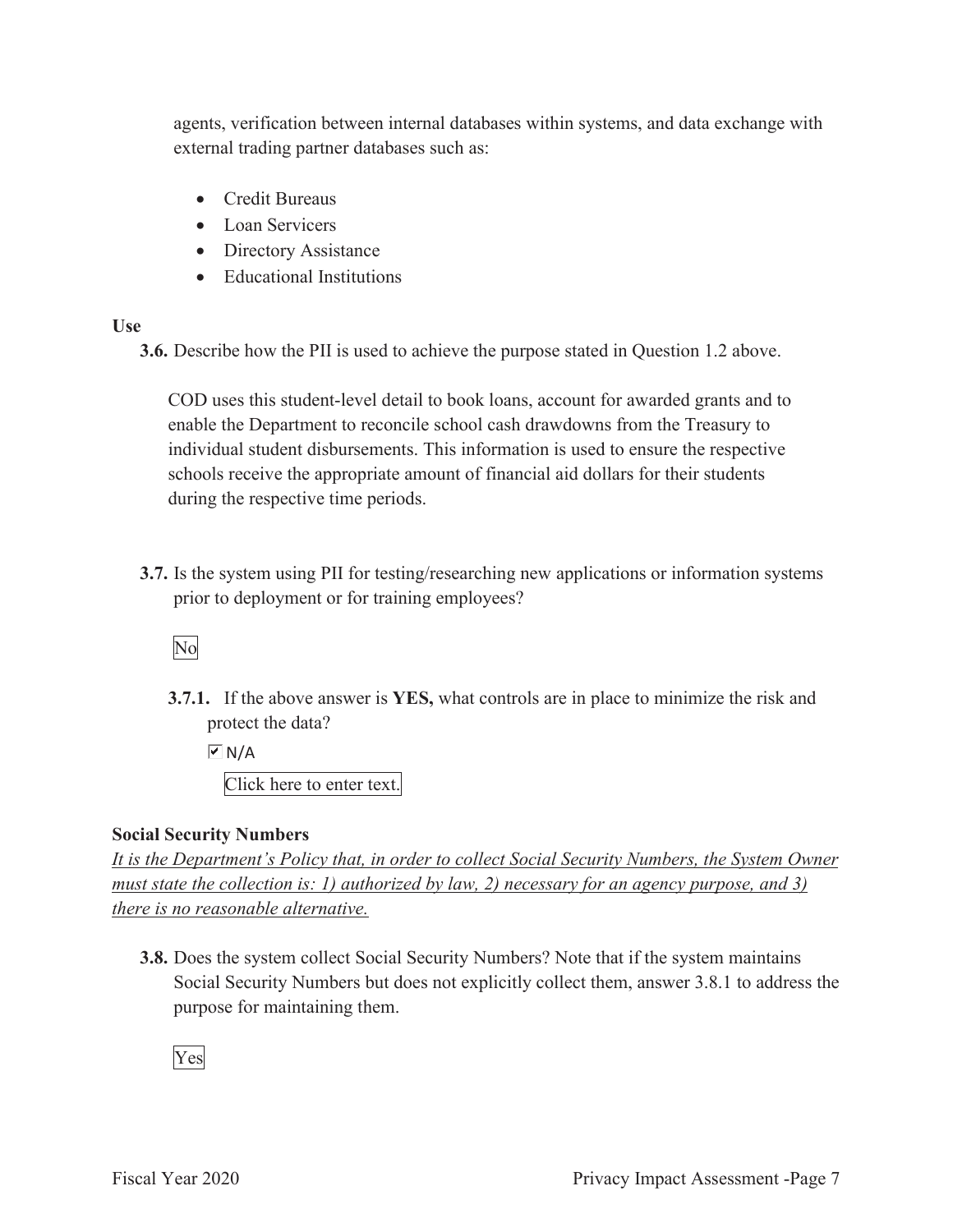agents, verification between internal databases within systems, and data exchange with external trading partner databases such as:

- Credit Bureaus
- Loan Servicers
- Directory Assistance
- Educational Institutions

**Use**

**3.6.** Describe how the PII is used to achieve the purpose stated in Question 1.2 above.

COD uses this student-level detail to book loans, account for awarded grants and to enable the Department to reconcile school cash drawdowns from the Treasury to individual student disbursements. This information is used to ensure the respective schools receive the appropriate amount of financial aid dollars for their students during the respective time periods.

**3.7.** Is the system using PII for testing/researching new applications or information systems prior to deployment or for training employees?

No

**3.7.1.** If the above answer is **YES,** what controls are in place to minimize the risk and protect the data?

☑ N/A

Click here to enter text.

**Social Security Numbers**

*It is the Department's Policy that, in order to collect Social Security Numbers, the System Owner must state the collection is: 1) authorized by law, 2) necessary for an agency purpose, and 3) there is no reasonable alternative.*

**3.8.** Does the system collect Social Security Numbers? Note that if the system maintains Social Security Numbers but does not explicitly collect them, answer 3.8.1 to address the purpose for maintaining them.

Yes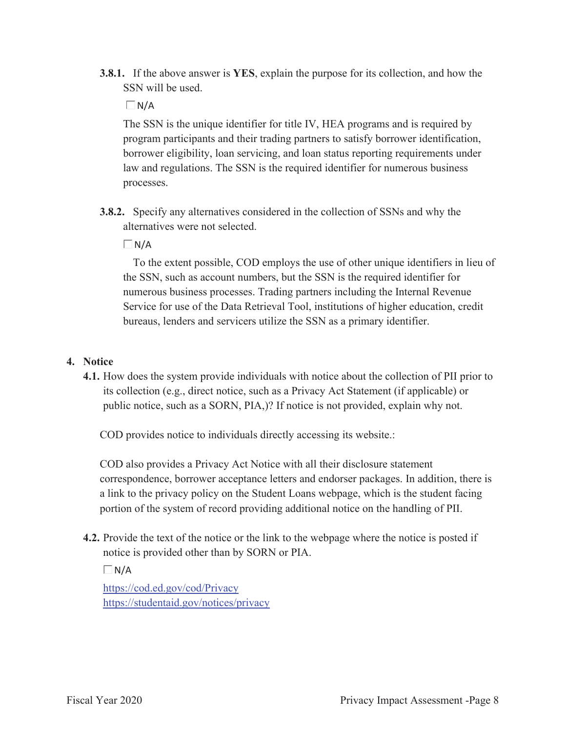**3.8.1.** If the above answer is **YES**, explain the purpose for its collection, and how the SSN will be used.

☐ N/A

The SSN is the unique identifier for title IV, HEA programs and is required by program participants and their trading partners to satisfy borrower identification, borrower eligibility, loan servicing, and loan status reporting requirements under law and regulations. The SSN is the required identifier for numerous business processes.

**3.8.2.** Specify any alternatives considered in the collection of SSNs and why the alternatives were not selected.

☐ N/A

To the extent possible, COD employs the use of other unique identifiers in lieu of the SSN, such as account numbers, but the SSN is the required identifier for numerous business processes. Trading partners including the Internal Revenue Service for use of the Data Retrieval Tool, institutions of higher education, credit bureaus, lenders and servicers utilize the SSN as a primary identifier.

## 4. Notice

**4.1.** How does the system provide individuals with notice about the collection of PII prior to its collection (e.g., direct notice, such as a Privacy Act Statement (if applicable) or public notice, such as a SORN, PIA,)? If notice is not provided, explain why not.

COD provides notice to individuals directly accessing its website.:

COD also provides a Privacy Act Notice with all their disclosure statement correspondence, borrower acceptance letters and endorser packages. In addition, there is a link to the privacy policy on the Student Loans webpage, which is the student facing portion of the system of record providing additional notice on the handling of PII.

**4.2.** Provide the text of the notice or the link to the webpage where the notice is posted if notice is provided other than by SORN or PIA.

☐ N/A

https://cod.ed.gov/cod/Privacy
https://studentaid.gov/notices/privacy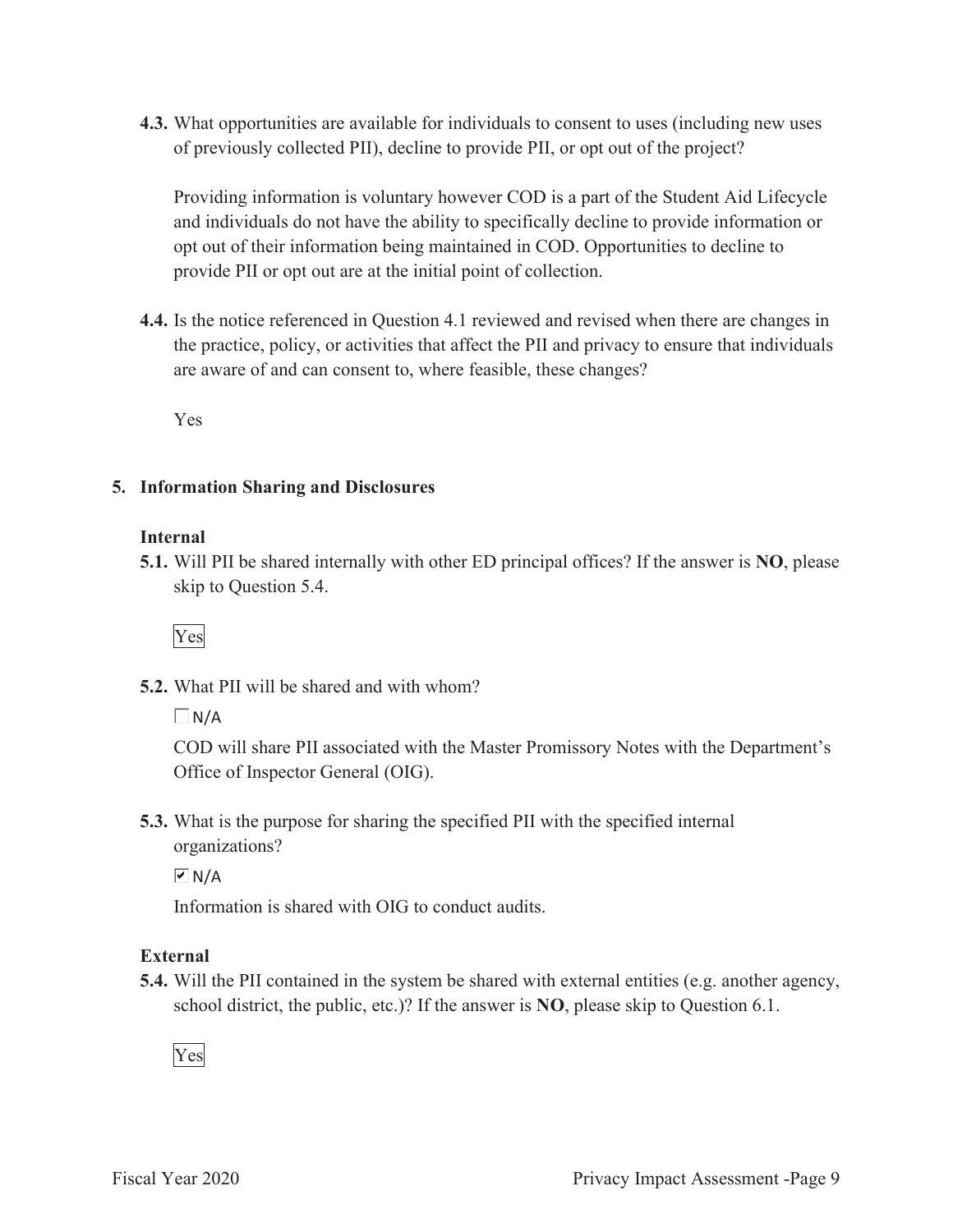**4.3.** What opportunities are available for individuals to consent to uses (including new uses of previously collected PII), decline to provide PII, or opt out of the project?

Providing information is voluntary however COD is a part of the Student Aid Lifecycle and individuals do not have the ability to specifically decline to provide information or opt out of their information being maintained in COD. Opportunities to decline to provide PII or opt out are at the initial point of collection.

**4.4.** Is the notice referenced in Question 4.1 reviewed and revised when there are changes in the practice, policy, or activities that affect the PII and privacy to ensure that individuals are aware of and can consent to, where feasible, these changes?

Yes

## 5. Information Sharing and Disclosures

### Internal

**5.1.** Will PII be shared internally with other ED principal offices? If the answer is **NO**, please skip to Question 5.4.

Yes

**5.2.** What PII will be shared and with whom?

☐ N/A

COD will share PII associated with the Master Promissory Notes with the Department's Office of Inspector General (OIG).

**5.3.** What is the purpose for sharing the specified PII with the specified internal organizations?

☑ N/A

Information is shared with OIG to conduct audits.

### External

**5.4.** Will the PII contained in the system be shared with external entities (e.g. another agency, school district, the public, etc.)? If the answer is **NO**, please skip to Question 6.1.

Yes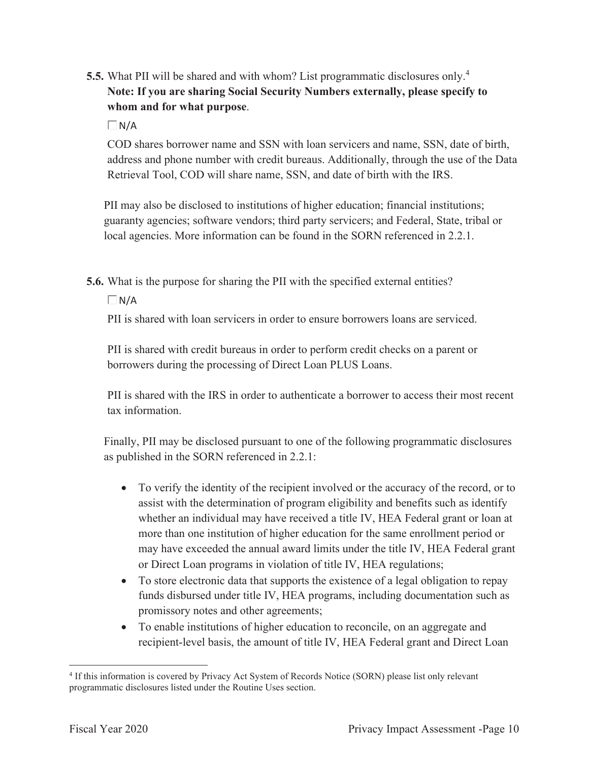**5.5.** What PII will be shared and with whom? List programmatic disclosures only.[4]
**Note: If you are sharing Social Security Numbers externally, please specify to whom and for what purpose**.

☐ N/A

COD shares borrower name and SSN with loan servicers and name, SSN, date of birth, address and phone number with credit bureaus. Additionally, through the use of the Data Retrieval Tool, COD will share name, SSN, and date of birth with the IRS.

PII may also be disclosed to institutions of higher education; financial institutions; guaranty agencies; software vendors; third party servicers; and Federal, State, tribal or local agencies. More information can be found in the SORN referenced in 2.2.1.

**5.6.** What is the purpose for sharing the PII with the specified external entities?

☐ N/A

PII is shared with loan servicers in order to ensure borrowers loans are serviced.

PII is shared with credit bureaus in order to perform credit checks on a parent or borrowers during the processing of Direct Loan PLUS Loans.

PII is shared with the IRS in order to authenticate a borrower to access their most recent tax information.

Finally, PII may be disclosed pursuant to one of the following programmatic disclosures as published in the SORN referenced in 2.2.1:

- To verify the identity of the recipient involved or the accuracy of the record, or to assist with the determination of program eligibility and benefits such as identify whether an individual may have received a title IV, HEA Federal grant or loan at more than one institution of higher education for the same enrollment period or may have exceeded the annual award limits under the title IV, HEA Federal grant or Direct Loan programs in violation of title IV, HEA regulations;
- To store electronic data that supports the existence of a legal obligation to repay funds disbursed under title IV, HEA programs, including documentation such as promissory notes and other agreements;
- To enable institutions of higher education to reconcile, on an aggregate and recipient-level basis, the amount of title IV, HEA Federal grant and Direct Loan

[4] If this information is covered by Privacy Act System of Records Notice (SORN) please list only relevant programmatic disclosures listed under the Routine Uses section.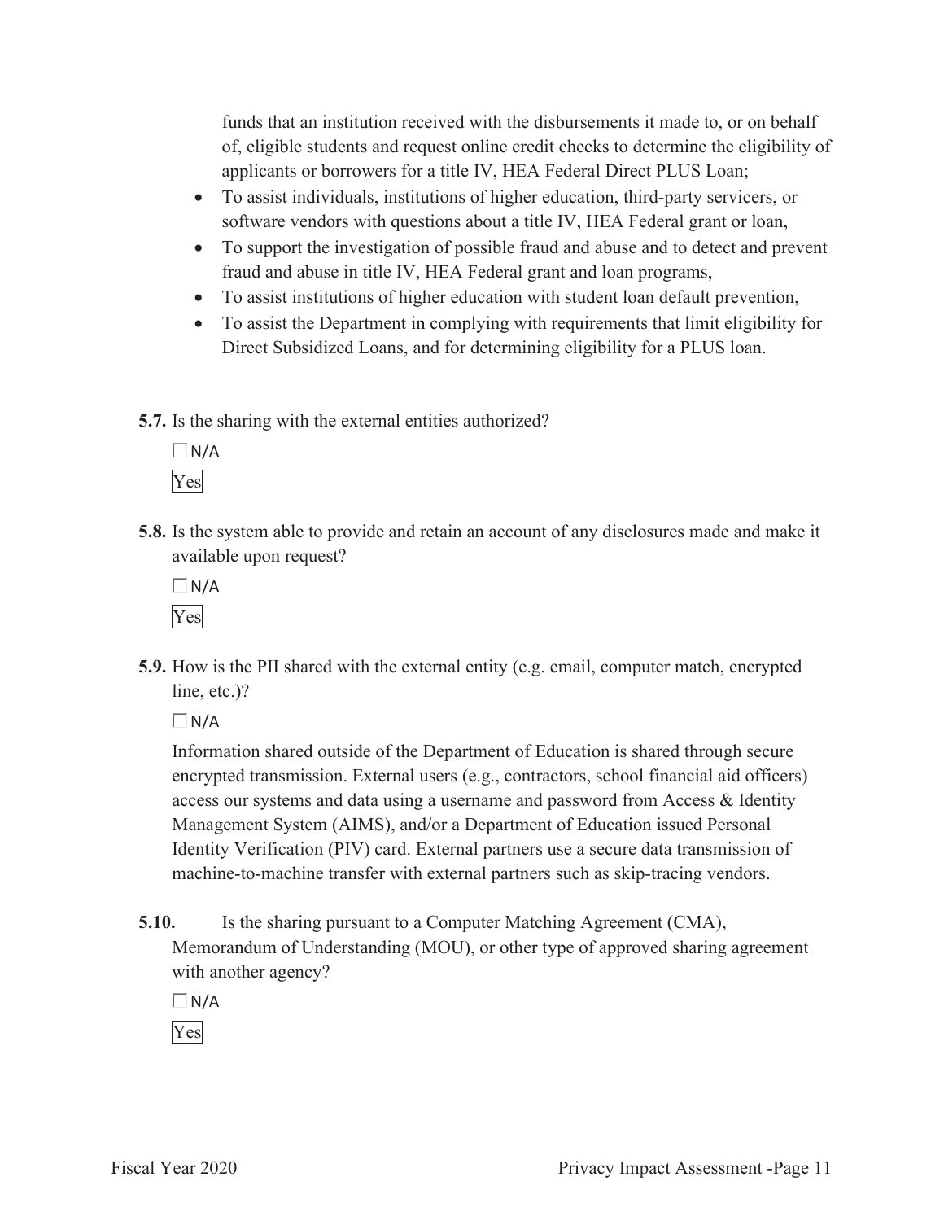funds that an institution received with the disbursements it made to, or on behalf of, eligible students and request online credit checks to determine the eligibility of applicants or borrowers for a title IV, HEA Federal Direct PLUS Loan;

- To assist individuals, institutions of higher education, third-party servicers, or software vendors with questions about a title IV, HEA Federal grant or loan,
- To support the investigation of possible fraud and abuse and to detect and prevent fraud and abuse in title IV, HEA Federal grant and loan programs,
- To assist institutions of higher education with student loan default prevention,
- To assist the Department in complying with requirements that limit eligibility for Direct Subsidized Loans, and for determining eligibility for a PLUS loan.

**5.7.** Is the sharing with the external entities authorized?

☐ N/A

Yes

**5.8.** Is the system able to provide and retain an account of any disclosures made and make it available upon request?

☐ N/A

Yes

**5.9.** How is the PII shared with the external entity (e.g. email, computer match, encrypted line, etc.)?

☐ N/A

Information shared outside of the Department of Education is shared through secure encrypted transmission. External users (e.g., contractors, school financial aid officers) access our systems and data using a username and password from Access & Identity Management System (AIMS), and/or a Department of Education issued Personal Identity Verification (PIV) card. External partners use a secure data transmission of machine-to-machine transfer with external partners such as skip-tracing vendors.

**5.10.** Is the sharing pursuant to a Computer Matching Agreement (CMA), Memorandum of Understanding (MOU), or other type of approved sharing agreement with another agency?

☐ N/A

Yes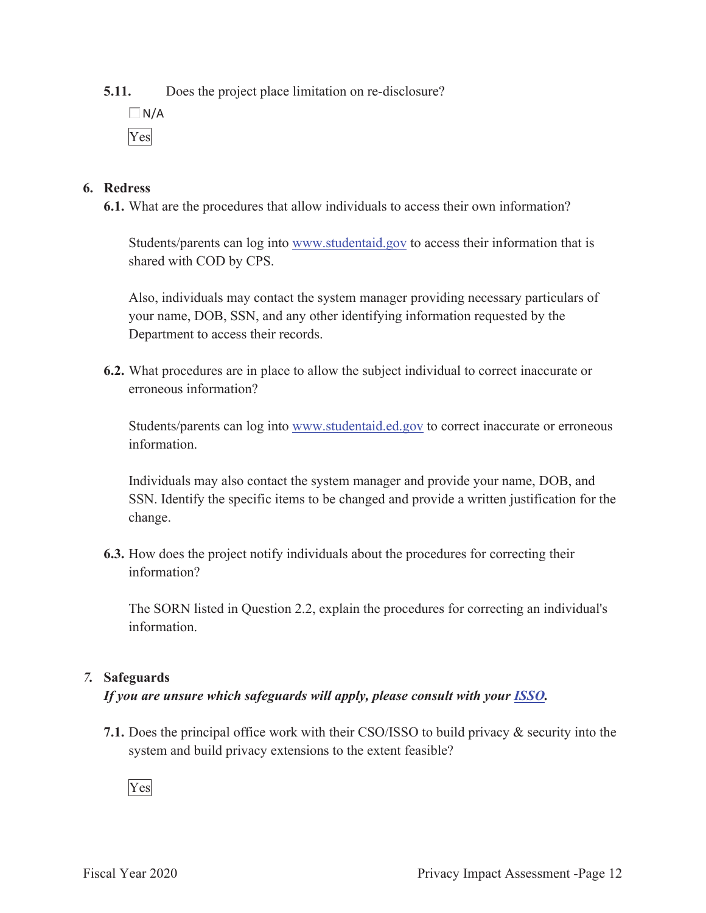**5.11.** Does the project place limitation on re-disclosure?

☐ N/A

Yes

## 6. Redress

**6.1.** What are the procedures that allow individuals to access their own information?

Students/parents can log into www.studentaid.gov to access their information that is shared with COD by CPS.

Also, individuals may contact the system manager providing necessary particulars of your name, DOB, SSN, and any other identifying information requested by the Department to access their records.

**6.2.** What procedures are in place to allow the subject individual to correct inaccurate or erroneous information?

Students/parents can log into www.studentaid.ed.gov to correct inaccurate or erroneous information.

Individuals may also contact the system manager and provide your name, DOB, and SSN. Identify the specific items to be changed and provide a written justification for the change.

**6.3.** How does the project notify individuals about the procedures for correcting their information?

The SORN listed in Question 2.2, explain the procedures for correcting an individual's information.

## *7.* Safeguards

***If you are unsure which safeguards will apply, please consult with your ISSO.***

**7.1.** Does the principal office work with their CSO/ISSO to build privacy & security into the system and build privacy extensions to the extent feasible?

Yes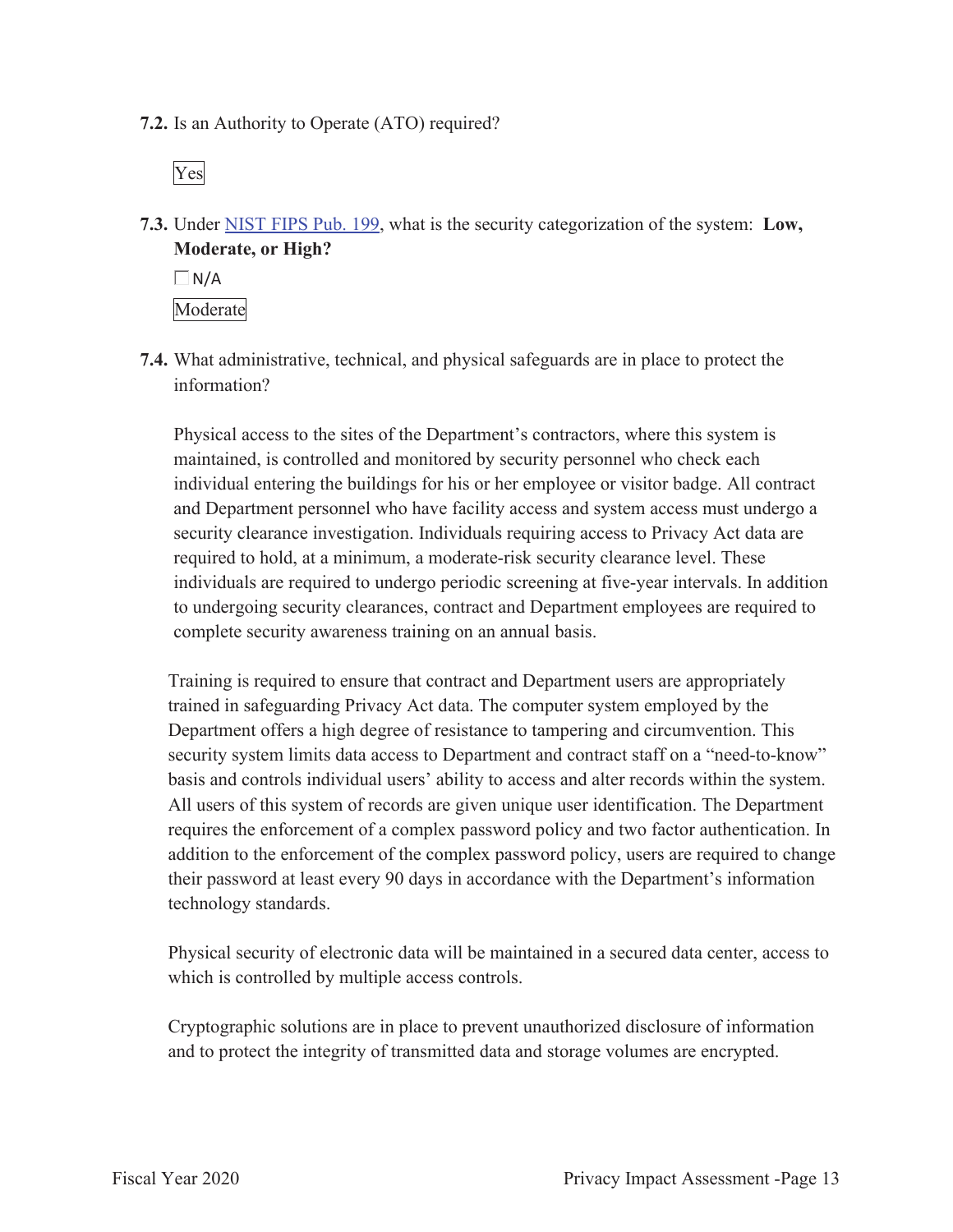**7.2.** Is an Authority to Operate (ATO) required?

Yes

**7.3.** Under [NIST FIPS Pub. 199](), what is the security categorization of the system: **Low, Moderate, or High?**

☐ N/A

Moderate

**7.4.** What administrative, technical, and physical safeguards are in place to protect the information?

Physical access to the sites of the Department's contractors, where this system is maintained, is controlled and monitored by security personnel who check each individual entering the buildings for his or her employee or visitor badge. All contract and Department personnel who have facility access and system access must undergo a security clearance investigation. Individuals requiring access to Privacy Act data are required to hold, at a minimum, a moderate-risk security clearance level. These individuals are required to undergo periodic screening at five-year intervals. In addition to undergoing security clearances, contract and Department employees are required to complete security awareness training on an annual basis.

Training is required to ensure that contract and Department users are appropriately trained in safeguarding Privacy Act data. The computer system employed by the Department offers a high degree of resistance to tampering and circumvention. This security system limits data access to Department and contract staff on a "need-to-know" basis and controls individual users' ability to access and alter records within the system. All users of this system of records are given unique user identification. The Department requires the enforcement of a complex password policy and two factor authentication. In addition to the enforcement of the complex password policy, users are required to change their password at least every 90 days in accordance with the Department's information technology standards.

Physical security of electronic data will be maintained in a secured data center, access to which is controlled by multiple access controls.

Cryptographic solutions are in place to prevent unauthorized disclosure of information and to protect the integrity of transmitted data and storage volumes are encrypted.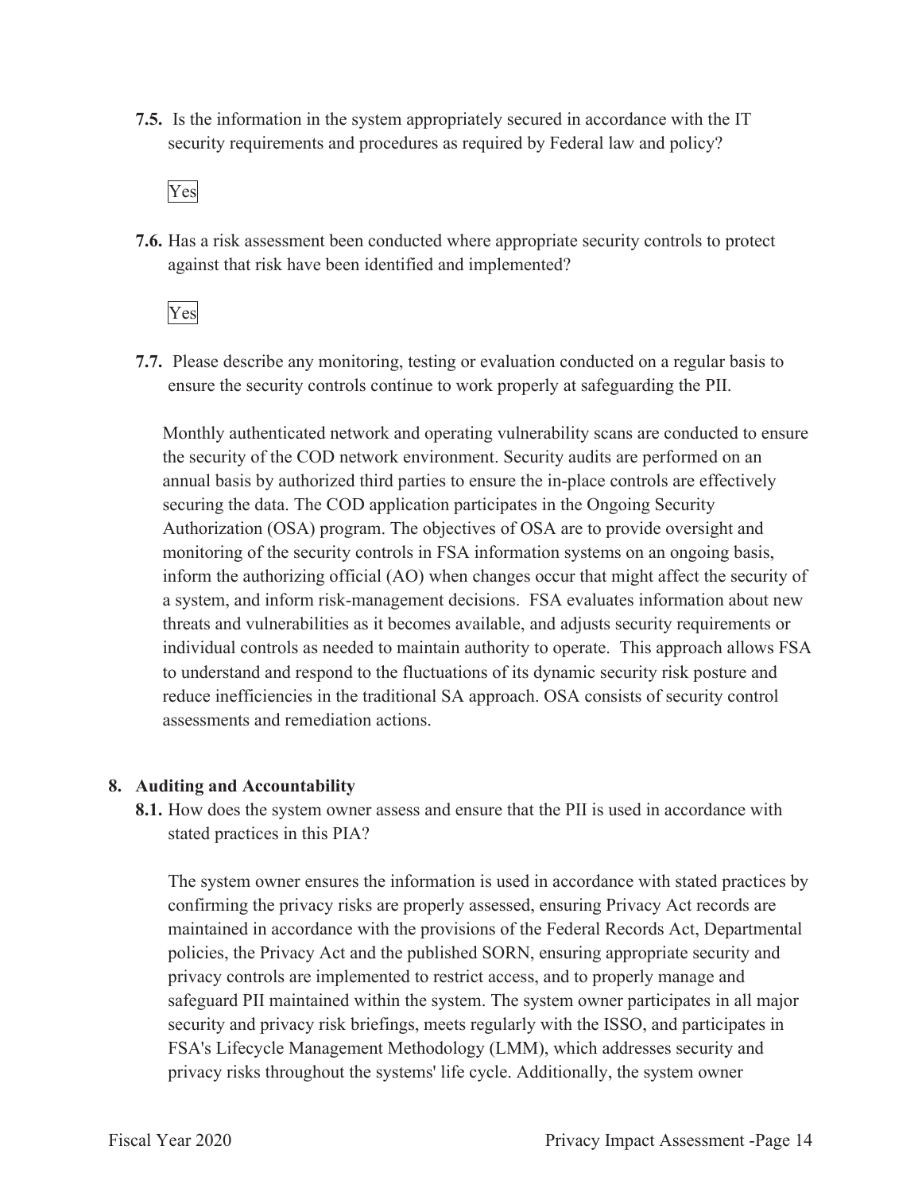**7.5.** Is the information in the system appropriately secured in accordance with the IT security requirements and procedures as required by Federal law and policy?

Yes

**7.6.** Has a risk assessment been conducted where appropriate security controls to protect against that risk have been identified and implemented?

Yes

**7.7.** Please describe any monitoring, testing or evaluation conducted on a regular basis to ensure the security controls continue to work properly at safeguarding the PII.

Monthly authenticated network and operating vulnerability scans are conducted to ensure the security of the COD network environment. Security audits are performed on an annual basis by authorized third parties to ensure the in-place controls are effectively securing the data. The COD application participates in the Ongoing Security Authorization (OSA) program. The objectives of OSA are to provide oversight and monitoring of the security controls in FSA information systems on an ongoing basis, inform the authorizing official (AO) when changes occur that might affect the security of a system, and inform risk-management decisions. FSA evaluates information about new threats and vulnerabilities as it becomes available, and adjusts security requirements or individual controls as needed to maintain authority to operate. This approach allows FSA to understand and respond to the fluctuations of its dynamic security risk posture and reduce inefficiencies in the traditional SA approach. OSA consists of security control assessments and remediation actions.

## 8. Auditing and Accountability

**8.1.** How does the system owner assess and ensure that the PII is used in accordance with stated practices in this PIA?

The system owner ensures the information is used in accordance with stated practices by confirming the privacy risks are properly assessed, ensuring Privacy Act records are maintained in accordance with the provisions of the Federal Records Act, Departmental policies, the Privacy Act and the published SORN, ensuring appropriate security and privacy controls are implemented to restrict access, and to properly manage and safeguard PII maintained within the system. The system owner participates in all major security and privacy risk briefings, meets regularly with the ISSO, and participates in FSA's Lifecycle Management Methodology (LMM), which addresses security and privacy risks throughout the systems' life cycle. Additionally, the system owner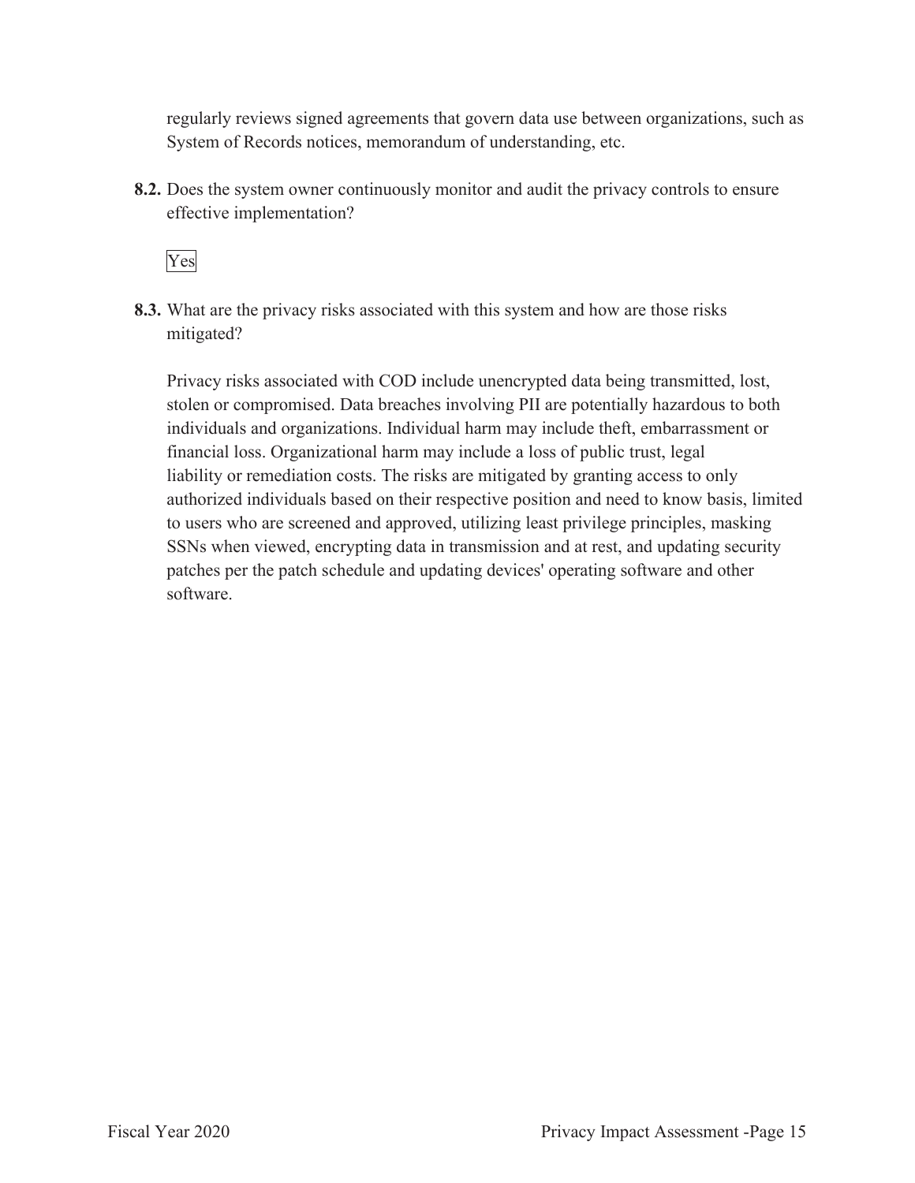regularly reviews signed agreements that govern data use between organizations, such as System of Records notices, memorandum of understanding, etc.

**8.2.** Does the system owner continuously monitor and audit the privacy controls to ensure effective implementation?

Yes

**8.3.** What are the privacy risks associated with this system and how are those risks mitigated?

Privacy risks associated with COD include unencrypted data being transmitted, lost, stolen or compromised. Data breaches involving PII are potentially hazardous to both individuals and organizations. Individual harm may include theft, embarrassment or financial loss. Organizational harm may include a loss of public trust, legal liability or remediation costs. The risks are mitigated by granting access to only authorized individuals based on their respective position and need to know basis, limited to users who are screened and approved, utilizing least privilege principles, masking SSNs when viewed, encrypting data in transmission and at rest, and updating security patches per the patch schedule and updating devices' operating software and other software.